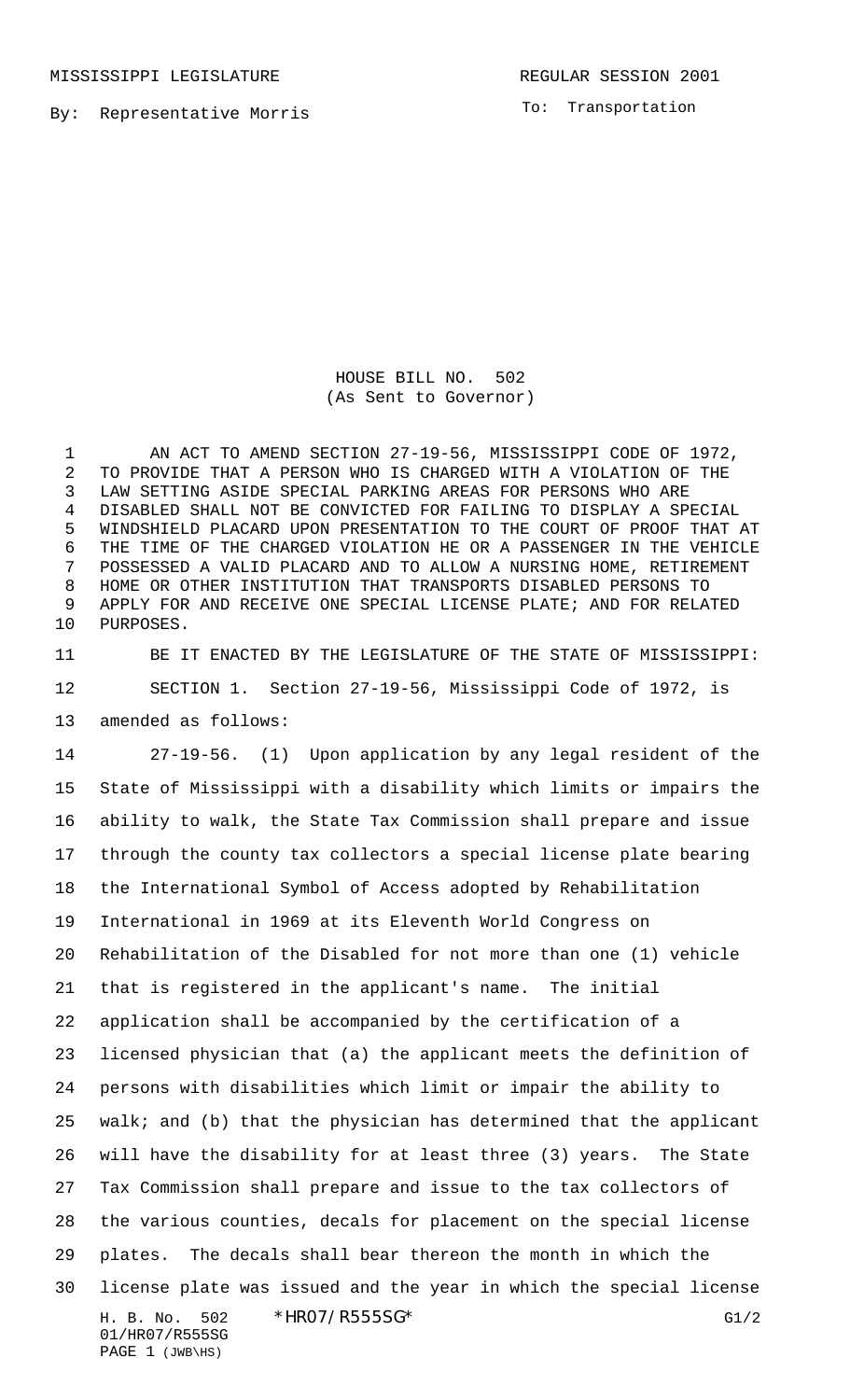MISSISSIPPI LEGISLATURE REGULAR SESSION 2001

By: Representative Morris

To: Transportation

HOUSE BILL NO. 502
(As Sent to Governor)

AN ACT TO AMEND SECTION 27-19-56, MISSISSIPPI CODE OF 1972, TO PROVIDE THAT A PERSON WHO IS CHARGED WITH A VIOLATION OF THE LAW SETTING ASIDE SPECIAL PARKING AREAS FOR PERSONS WHO ARE DISABLED SHALL NOT BE CONVICTED FOR FAILING TO DISPLAY A SPECIAL WINDSHIELD PLACARD UPON PRESENTATION TO THE COURT OF PROOF THAT AT THE TIME OF THE CHARGED VIOLATION HE OR A PASSENGER IN THE VEHICLE POSSESSED A VALID PLACARD AND TO ALLOW A NURSING HOME, RETIREMENT HOME OR OTHER INSTITUTION THAT TRANSPORTS DISABLED PERSONS TO APPLY FOR AND RECEIVE ONE SPECIAL LICENSE PLATE; AND FOR RELATED PURPOSES.

BE IT ENACTED BY THE LEGISLATURE OF THE STATE OF MISSISSIPPI:

SECTION 1. Section 27-19-56, Mississippi Code of 1972, is amended as follows:

27-19-56. (1) Upon application by any legal resident of the State of Mississippi with a disability which limits or impairs the ability to walk, the State Tax Commission shall prepare and issue through the county tax collectors a special license plate bearing the International Symbol of Access adopted by Rehabilitation International in 1969 at its Eleventh World Congress on Rehabilitation of the Disabled for not more than one (1) vehicle that is registered in the applicant's name. The initial application shall be accompanied by the certification of a licensed physician that (a) the applicant meets the definition of persons with disabilities which limit or impair the ability to walk; and (b) that the physician has determined that the applicant will have the disability for at least three (3) years. The State Tax Commission shall prepare and issue to the tax collectors of the various counties, decals for placement on the special license plates. The decals shall bear thereon the month in which the license plate was issued and the year in which the special license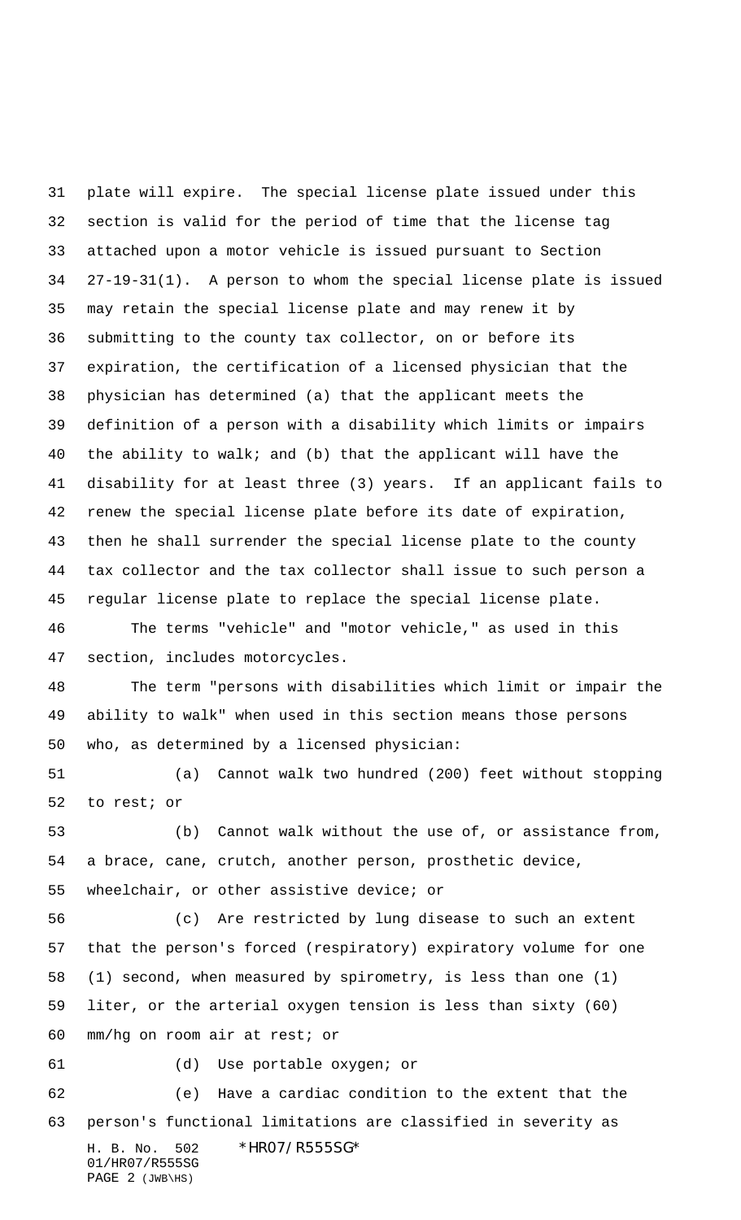plate will expire. The special license plate issued under this section is valid for the period of time that the license tag attached upon a motor vehicle is issued pursuant to Section 27-19-31(1). A person to whom the special license plate is issued may retain the special license plate and may renew it by submitting to the county tax collector, on or before its expiration, the certification of a licensed physician that the physician has determined (a) that the applicant meets the definition of a person with a disability which limits or impairs the ability to walk; and (b) that the applicant will have the disability for at least three (3) years. If an applicant fails to renew the special license plate before its date of expiration, then he shall surrender the special license plate to the county tax collector and the tax collector shall issue to such person a regular license plate to replace the special license plate.

The terms "vehicle" and "motor vehicle," as used in this section, includes motorcycles.

The term "persons with disabilities which limit or impair the ability to walk" when used in this section means those persons who, as determined by a licensed physician:

(a) Cannot walk two hundred (200) feet without stopping to rest; or

(b) Cannot walk without the use of, or assistance from, a brace, cane, crutch, another person, prosthetic device, wheelchair, or other assistive device; or

(c) Are restricted by lung disease to such an extent that the person's forced (respiratory) expiratory volume for one (1) second, when measured by spirometry, is less than one (1) liter, or the arterial oxygen tension is less than sixty (60) mm/hg on room air at rest; or

(d) Use portable oxygen; or

(e) Have a cardiac condition to the extent that the person's functional limitations are classified in severity as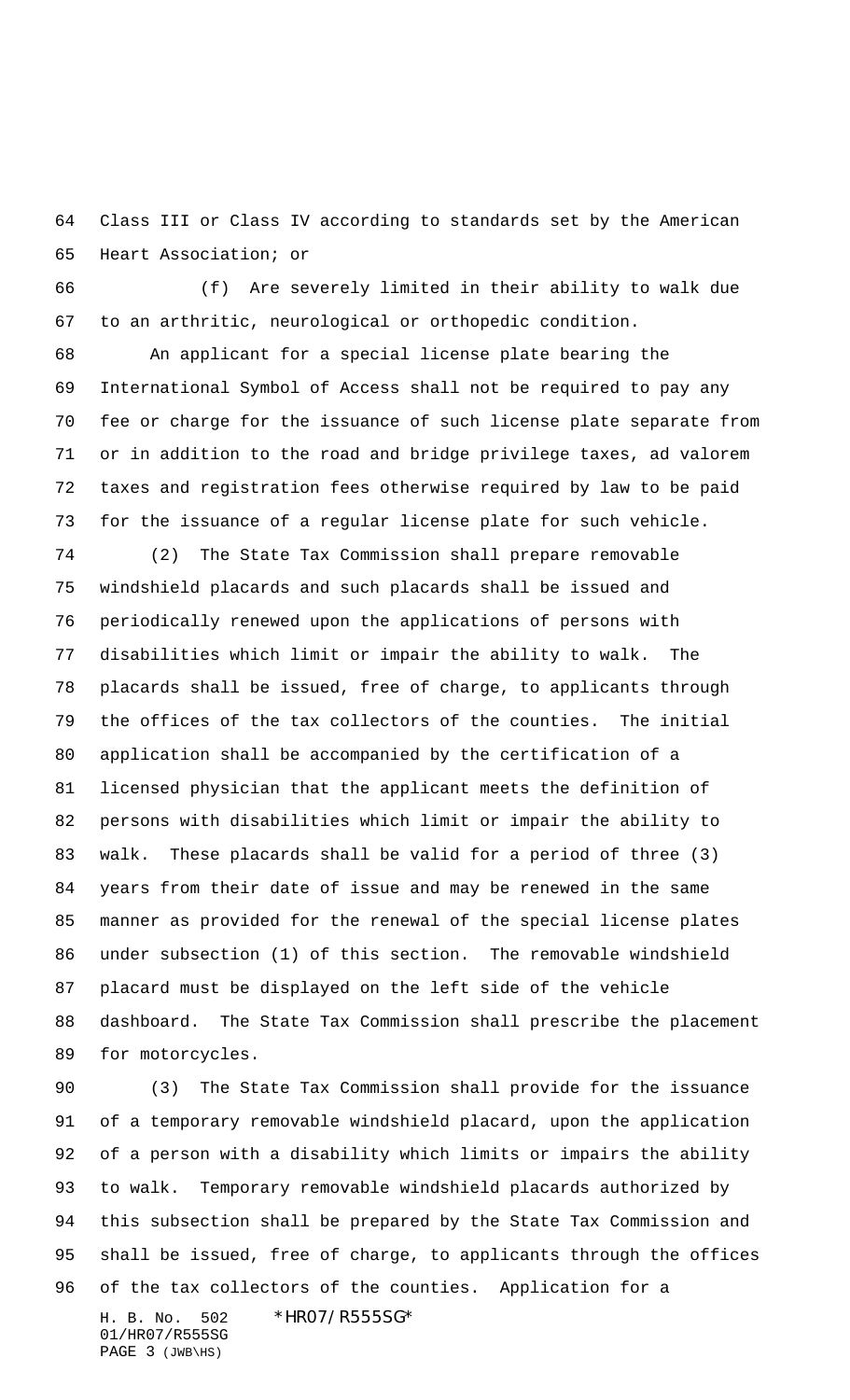Class III or Class IV according to standards set by the American Heart Association; or

(f) Are severely limited in their ability to walk due to an arthritic, neurological or orthopedic condition.

An applicant for a special license plate bearing the International Symbol of Access shall not be required to pay any fee or charge for the issuance of such license plate separate from or in addition to the road and bridge privilege taxes, ad valorem taxes and registration fees otherwise required by law to be paid for the issuance of a regular license plate for such vehicle.

(2) The State Tax Commission shall prepare removable windshield placards and such placards shall be issued and periodically renewed upon the applications of persons with disabilities which limit or impair the ability to walk. The placards shall be issued, free of charge, to applicants through the offices of the tax collectors of the counties. The initial application shall be accompanied by the certification of a licensed physician that the applicant meets the definition of persons with disabilities which limit or impair the ability to walk. These placards shall be valid for a period of three (3) years from their date of issue and may be renewed in the same manner as provided for the renewal of the special license plates under subsection (1) of this section. The removable windshield placard must be displayed on the left side of the vehicle dashboard. The State Tax Commission shall prescribe the placement for motorcycles.

(3) The State Tax Commission shall provide for the issuance of a temporary removable windshield placard, upon the application of a person with a disability which limits or impairs the ability to walk. Temporary removable windshield placards authorized by this subsection shall be prepared by the State Tax Commission and shall be issued, free of charge, to applicants through the offices of the tax collectors of the counties. Application for a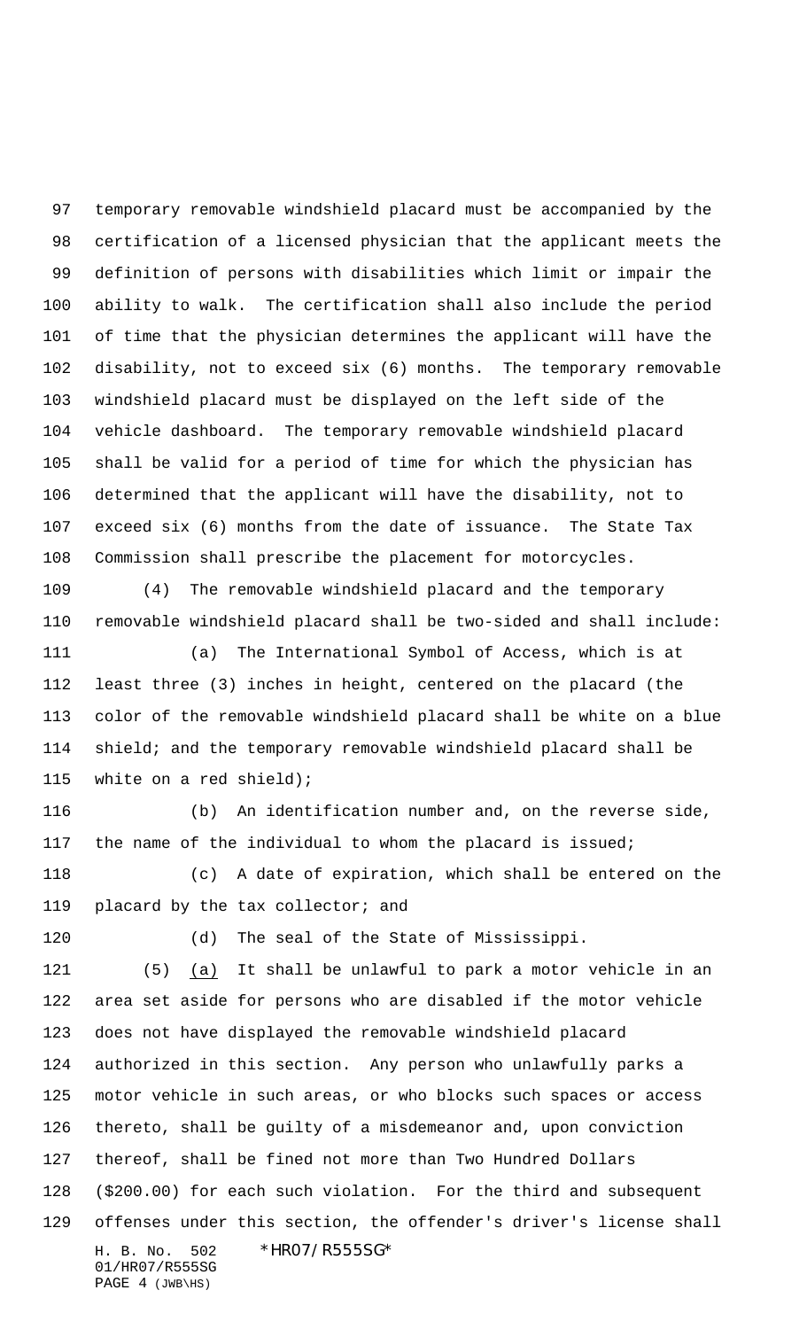temporary removable windshield placard must be accompanied by the certification of a licensed physician that the applicant meets the definition of persons with disabilities which limit or impair the ability to walk. The certification shall also include the period of time that the physician determines the applicant will have the disability, not to exceed six (6) months. The temporary removable windshield placard must be displayed on the left side of the vehicle dashboard. The temporary removable windshield placard shall be valid for a period of time for which the physician has determined that the applicant will have the disability, not to exceed six (6) months from the date of issuance. The State Tax Commission shall prescribe the placement for motorcycles.

(4) The removable windshield placard and the temporary removable windshield placard shall be two-sided and shall include:

(a) The International Symbol of Access, which is at least three (3) inches in height, centered on the placard (the color of the removable windshield placard shall be white on a blue shield; and the temporary removable windshield placard shall be white on a red shield);

(b) An identification number and, on the reverse side, the name of the individual to whom the placard is issued;

(c) A date of expiration, which shall be entered on the placard by the tax collector; and

(d) The seal of the State of Mississippi.

(5) (a) It shall be unlawful to park a motor vehicle in an area set aside for persons who are disabled if the motor vehicle does not have displayed the removable windshield placard authorized in this section. Any person who unlawfully parks a motor vehicle in such areas, or who blocks such spaces or access thereto, shall be guilty of a misdemeanor and, upon conviction thereof, shall be fined not more than Two Hundred Dollars ($200.00) for each such violation. For the third and subsequent offenses under this section, the offender's driver's license shall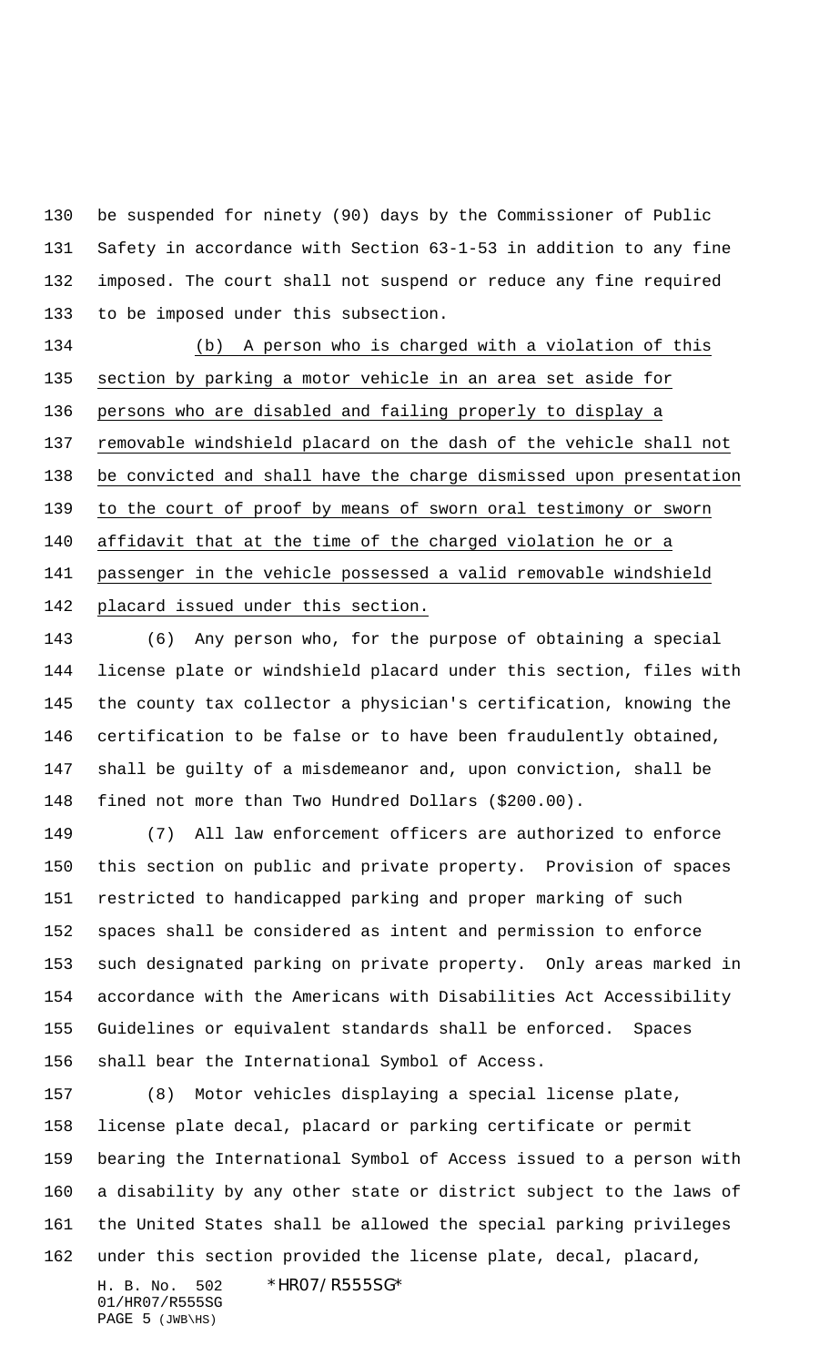be suspended for ninety (90) days by the Commissioner of Public Safety in accordance with Section 63-1-53 in addition to any fine imposed. The court shall not suspend or reduce any fine required to be imposed under this subsection.

(b) A person who is charged with a violation of this section by parking a motor vehicle in an area set aside for persons who are disabled and failing properly to display a removable windshield placard on the dash of the vehicle shall not be convicted and shall have the charge dismissed upon presentation to the court of proof by means of sworn oral testimony or sworn affidavit that at the time of the charged violation he or a passenger in the vehicle possessed a valid removable windshield placard issued under this section.

(6) Any person who, for the purpose of obtaining a special license plate or windshield placard under this section, files with the county tax collector a physician's certification, knowing the certification to be false or to have been fraudulently obtained, shall be guilty of a misdemeanor and, upon conviction, shall be fined not more than Two Hundred Dollars ($200.00).

(7) All law enforcement officers are authorized to enforce this section on public and private property. Provision of spaces restricted to handicapped parking and proper marking of such spaces shall be considered as intent and permission to enforce such designated parking on private property. Only areas marked in accordance with the Americans with Disabilities Act Accessibility Guidelines or equivalent standards shall be enforced. Spaces shall bear the International Symbol of Access.

(8) Motor vehicles displaying a special license plate, license plate decal, placard or parking certificate or permit bearing the International Symbol of Access issued to a person with a disability by any other state or district subject to the laws of the United States shall be allowed the special parking privileges under this section provided the license plate, decal, placard,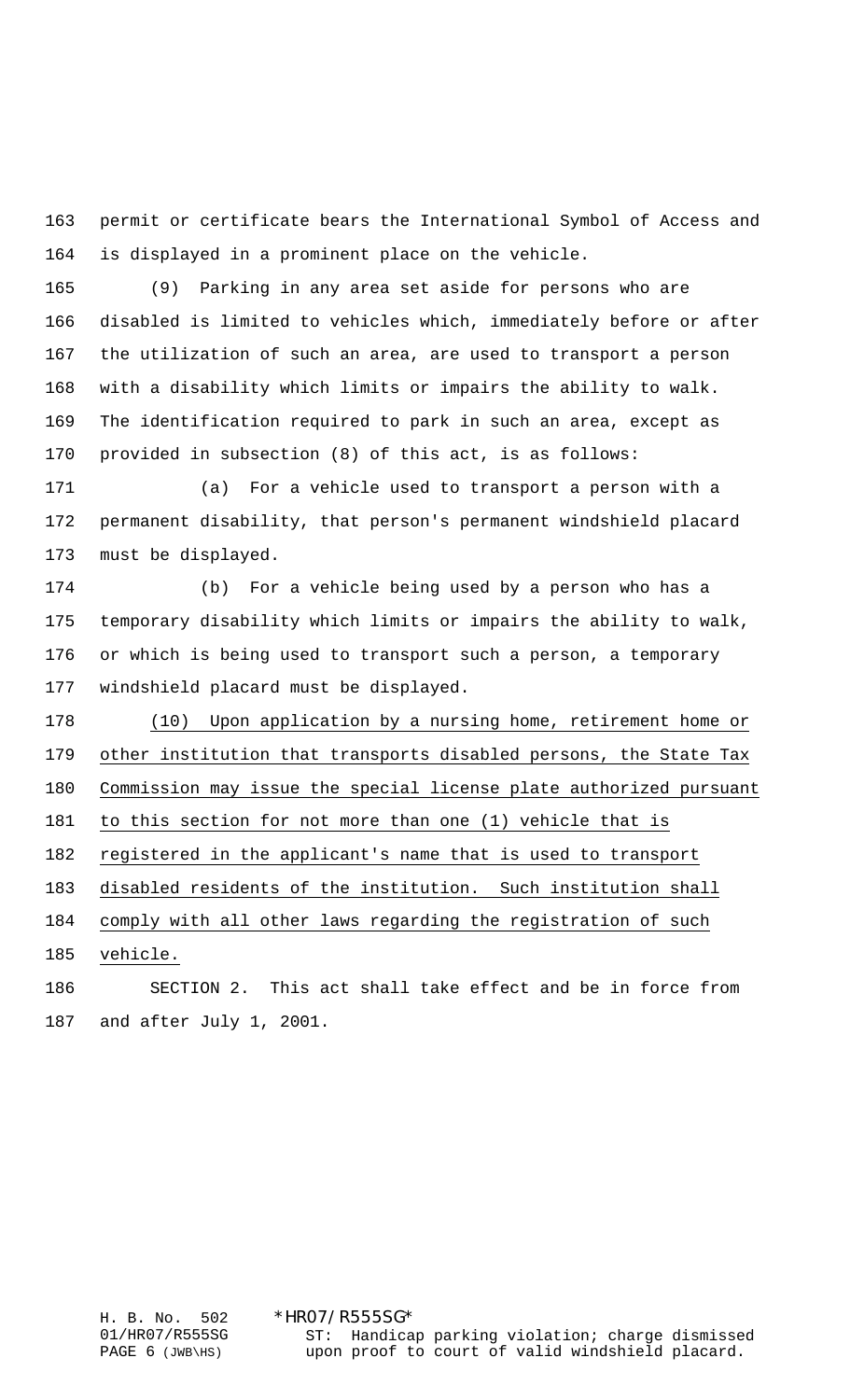permit or certificate bears the International Symbol of Access and is displayed in a prominent place on the vehicle.

(9) Parking in any area set aside for persons who are disabled is limited to vehicles which, immediately before or after the utilization of such an area, are used to transport a person with a disability which limits or impairs the ability to walk. The identification required to park in such an area, except as provided in subsection (8) of this act, is as follows:

(a) For a vehicle used to transport a person with a permanent disability, that person's permanent windshield placard must be displayed.

(b) For a vehicle being used by a person who has a temporary disability which limits or impairs the ability to walk, or which is being used to transport such a person, a temporary windshield placard must be displayed.

(10) Upon application by a nursing home, retirement home or other institution that transports disabled persons, the State Tax Commission may issue the special license plate authorized pursuant to this section for not more than one (1) vehicle that is registered in the applicant's name that is used to transport disabled residents of the institution. Such institution shall comply with all other laws regarding the registration of such vehicle.

SECTION 2. This act shall take effect and be in force from and after July 1, 2001.

ST: Handicap parking violation; charge dismissed upon proof to court of valid windshield placard.